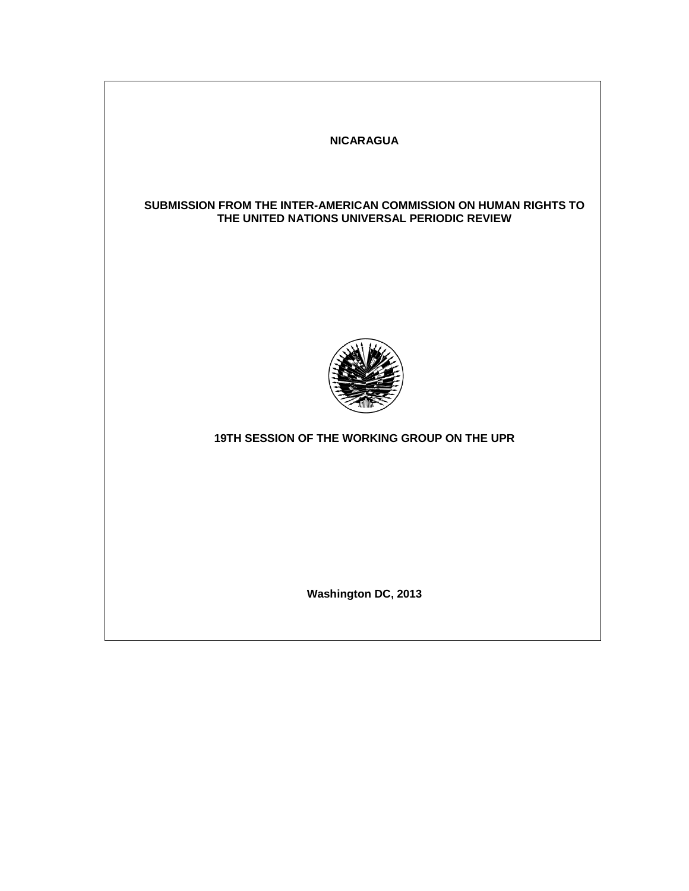**NICARAGUA**

**SUBMISSION FROM THE INTER-AMERICAN COMMISSION ON HUMAN RIGHTS TO THE UNITED NATIONS UNIVERSAL PERIODIC REVIEW**

**19TH SESSION OF THE WORKING GROUP ON THE UPR**

**Washington DC, 2013**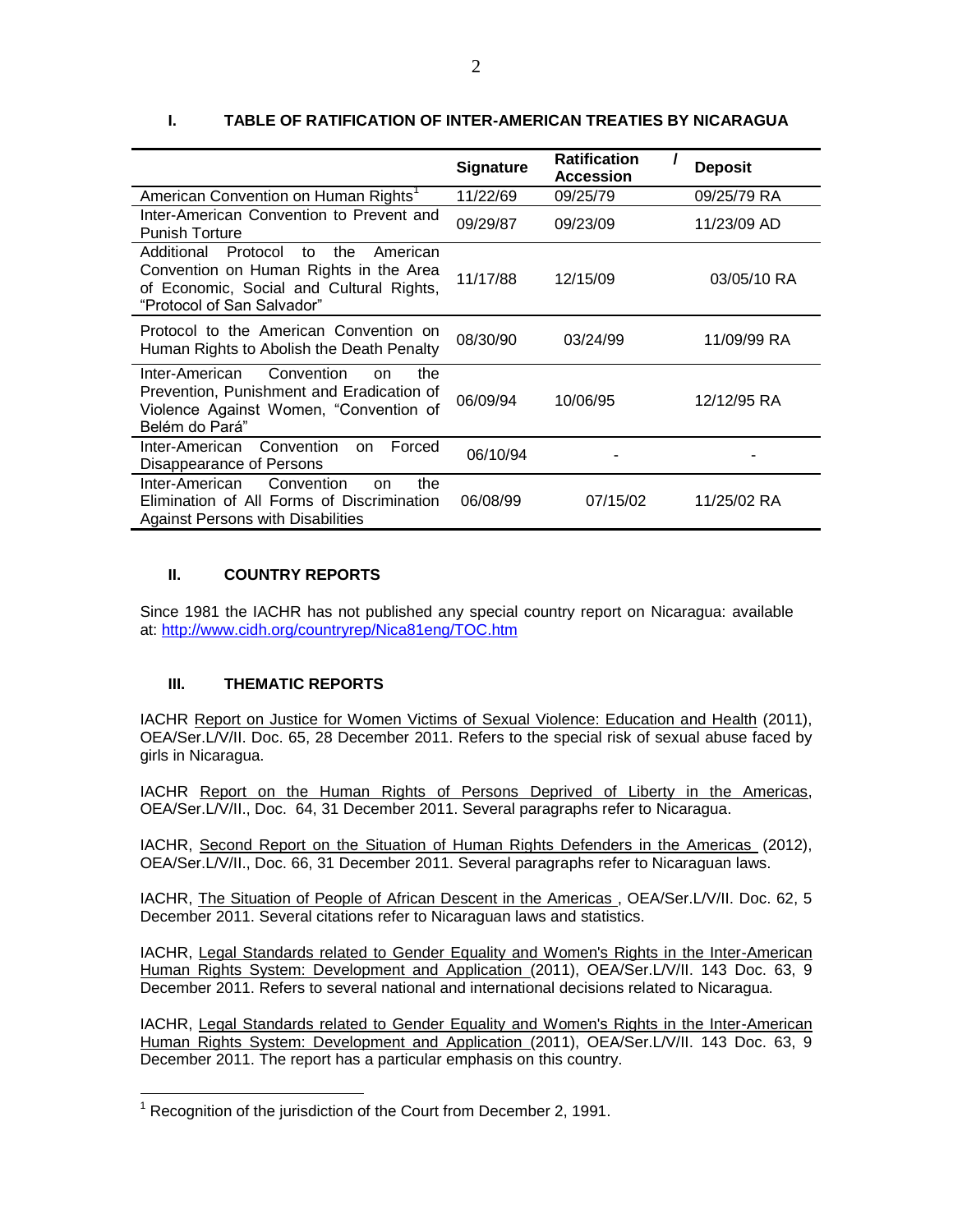## I. TABLE OF RATIFICATION OF INTER-AMERICAN TREATIES BY NICARAGUA

| | Signature | Ratification / Accession | Deposit |
|---|---|---|---|
| American Convention on Human Rights[1] | 11/22/69 | 09/25/79 | 09/25/79 RA |
| Inter-American Convention to Prevent and Punish Torture | 09/29/87 | 09/23/09 | 11/23/09 AD |
| Additional Protocol to the American Convention on Human Rights in the Area of Economic, Social and Cultural Rights, "Protocol of San Salvador" | 11/17/88 | 12/15/09 | 03/05/10 RA |
| Protocol to the American Convention on Human Rights to Abolish the Death Penalty | 08/30/90 | 03/24/99 | 11/09/99 RA |
| Inter-American Convention on the Prevention, Punishment and Eradication of Violence Against Women, "Convention of Belém do Pará" | 06/09/94 | 10/06/95 | 12/12/95 RA |
| Inter-American Convention on Forced Disappearance of Persons | 06/10/94 | - | - |
| Inter-American Convention on the Elimination of All Forms of Discrimination Against Persons with Disabilities | 06/08/99 | 07/15/02 | 11/25/02 RA |

## II. COUNTRY REPORTS

Since 1981 the IACHR has not published any special country report on Nicaragua: available at: http://www.cidh.org/countryrep/Nica81eng/TOC.htm

## III. THEMATIC REPORTS

IACHR Report on Justice for Women Victims of Sexual Violence: Education and Health (2011), OEA/Ser.L/V/II. Doc. 65, 28 December 2011. Refers to the special risk of sexual abuse faced by girls in Nicaragua.

IACHR Report on the Human Rights of Persons Deprived of Liberty in the Americas, OEA/Ser.L/V/II., Doc. 64, 31 December 2011. Several paragraphs refer to Nicaragua.

IACHR, Second Report on the Situation of Human Rights Defenders in the Americas (2012), OEA/Ser.L/V/II., Doc. 66, 31 December 2011. Several paragraphs refer to Nicaraguan laws.

IACHR, The Situation of People of African Descent in the Americas , OEA/Ser.L/V/II. Doc. 62, 5 December 2011. Several citations refer to Nicaraguan laws and statistics.

IACHR, Legal Standards related to Gender Equality and Women's Rights in the Inter-American Human Rights System: Development and Application (2011), OEA/Ser.L/V/II. 143 Doc. 63, 9 December 2011. Refers to several national and international decisions related to Nicaragua.

IACHR, Legal Standards related to Gender Equality and Women's Rights in the Inter-American Human Rights System: Development and Application (2011), OEA/Ser.L/V/II. 143 Doc. 63, 9 December 2011. The report has a particular emphasis on this country.

---

[1] Recognition of the jurisdiction of the Court from December 2, 1991.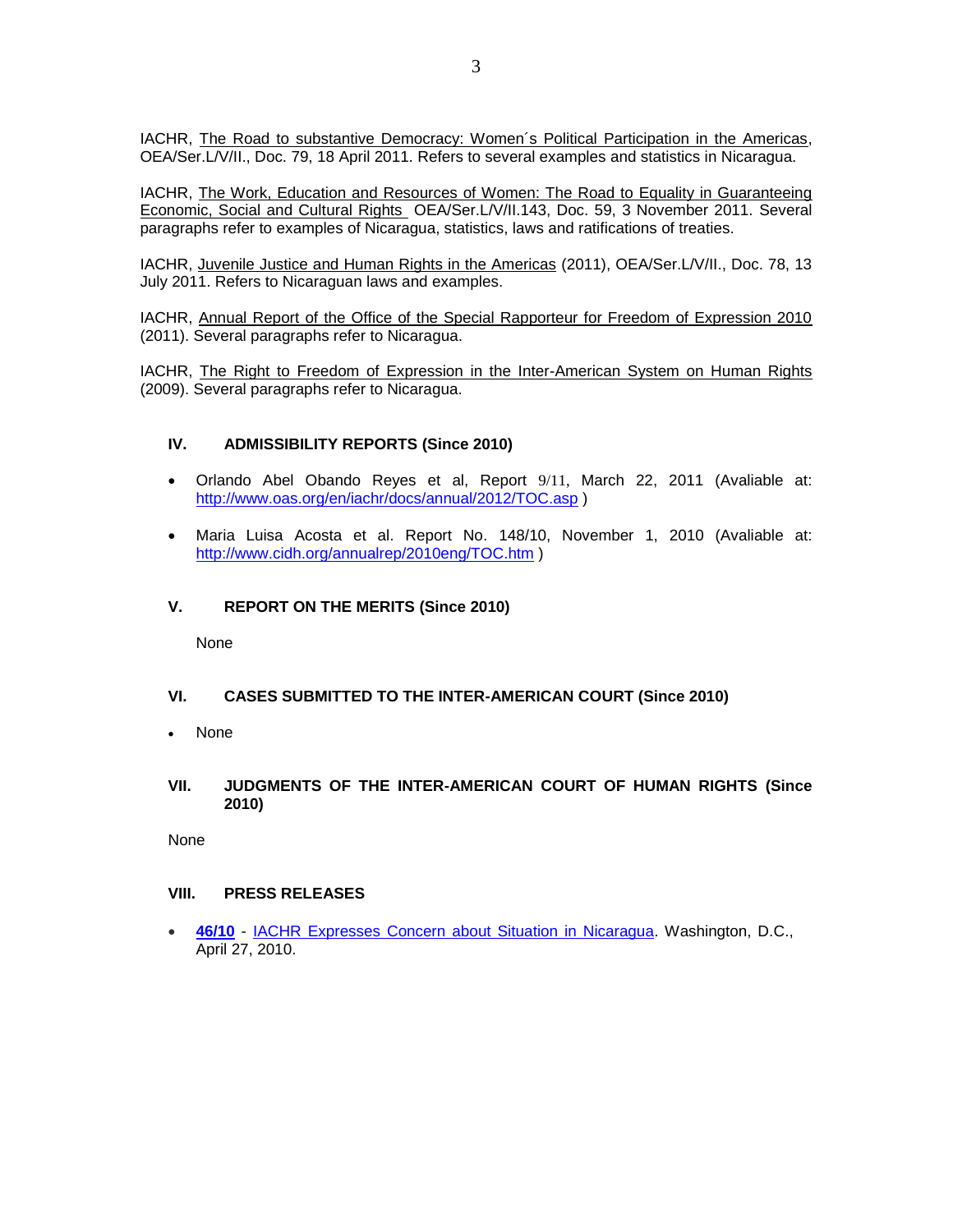IACHR, The Road to substantive Democracy: Women´s Political Participation in the Americas, OEA/Ser.L/V/II., Doc. 79, 18 April 2011. Refers to several examples and statistics in Nicaragua.

IACHR, The Work, Education and Resources of Women: The Road to Equality in Guaranteeing Economic, Social and Cultural Rights OEA/Ser.L/V/II.143, Doc. 59, 3 November 2011. Several paragraphs refer to examples of Nicaragua, statistics, laws and ratifications of treaties.

IACHR, Juvenile Justice and Human Rights in the Americas (2011), OEA/Ser.L/V/II., Doc. 78, 13 July 2011. Refers to Nicaraguan laws and examples.

IACHR, Annual Report of the Office of the Special Rapporteur for Freedom of Expression 2010 (2011). Several paragraphs refer to Nicaragua.

IACHR, The Right to Freedom of Expression in the Inter-American System on Human Rights (2009). Several paragraphs refer to Nicaragua.

## IV. ADMISSIBILITY REPORTS (Since 2010)

- Orlando Abel Obando Reyes et al, Report 9/11, March 22, 2011 (Avaliable at: http://www.oas.org/en/iachr/docs/annual/2012/TOC.asp )
- Maria Luisa Acosta et al. Report No. 148/10, November 1, 2010 (Avaliable at: http://www.cidh.org/annualrep/2010eng/TOC.htm )

## V. REPORT ON THE MERITS (Since 2010)

None

## VI. CASES SUBMITTED TO THE INTER-AMERICAN COURT (Since 2010)

- None

## VII. JUDGMENTS OF THE INTER-AMERICAN COURT OF HUMAN RIGHTS (Since 2010)

None

## VIII. PRESS RELEASES

- **46/10** - IACHR Expresses Concern about Situation in Nicaragua. Washington, D.C., April 27, 2010.